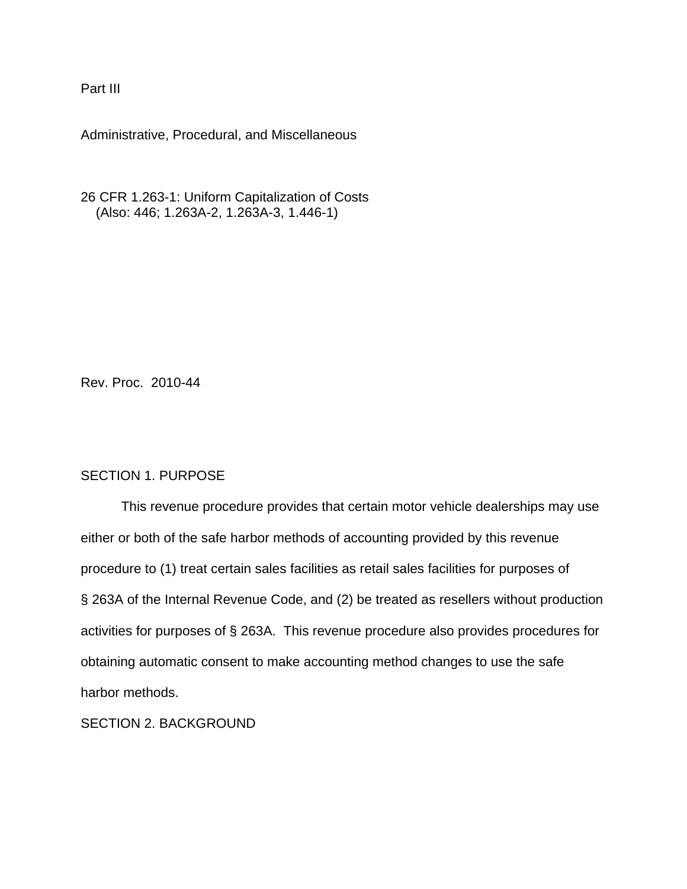Part III

Administrative, Procedural, and Miscellaneous

26 CFR 1.263-1: Uniform Capitalization of Costs
(Also: 446; 1.263A-2, 1.263A-3, 1.446-1)

Rev. Proc. 2010-44

## SECTION 1. PURPOSE

This revenue procedure provides that certain motor vehicle dealerships may use either or both of the safe harbor methods of accounting provided by this revenue procedure to (1) treat certain sales facilities as retail sales facilities for purposes of § 263A of the Internal Revenue Code, and (2) be treated as resellers without production activities for purposes of § 263A. This revenue procedure also provides procedures for obtaining automatic consent to make accounting method changes to use the safe harbor methods.

## SECTION 2. BACKGROUND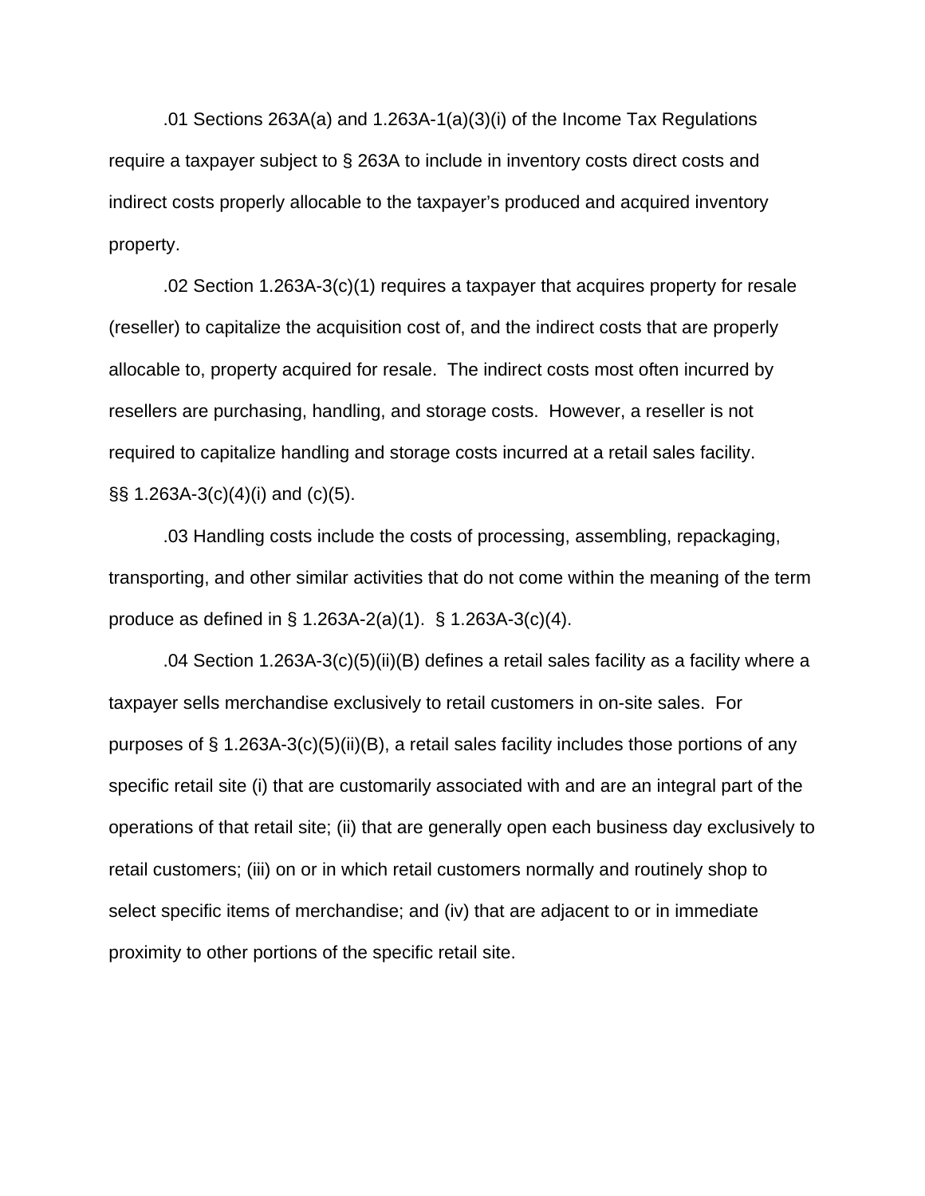.01 Sections 263A(a) and 1.263A-1(a)(3)(i) of the Income Tax Regulations require a taxpayer subject to § 263A to include in inventory costs direct costs and indirect costs properly allocable to the taxpayer's produced and acquired inventory property.

.02 Section 1.263A-3(c)(1) requires a taxpayer that acquires property for resale (reseller) to capitalize the acquisition cost of, and the indirect costs that are properly allocable to, property acquired for resale. The indirect costs most often incurred by resellers are purchasing, handling, and storage costs. However, a reseller is not required to capitalize handling and storage costs incurred at a retail sales facility. §§ 1.263A-3(c)(4)(i) and (c)(5).

.03 Handling costs include the costs of processing, assembling, repackaging, transporting, and other similar activities that do not come within the meaning of the term produce as defined in § 1.263A-2(a)(1). § 1.263A-3(c)(4).

.04 Section 1.263A-3(c)(5)(ii)(B) defines a retail sales facility as a facility where a taxpayer sells merchandise exclusively to retail customers in on-site sales. For purposes of § 1.263A-3(c)(5)(ii)(B), a retail sales facility includes those portions of any specific retail site (i) that are customarily associated with and are an integral part of the operations of that retail site; (ii) that are generally open each business day exclusively to retail customers; (iii) on or in which retail customers normally and routinely shop to select specific items of merchandise; and (iv) that are adjacent to or in immediate proximity to other portions of the specific retail site.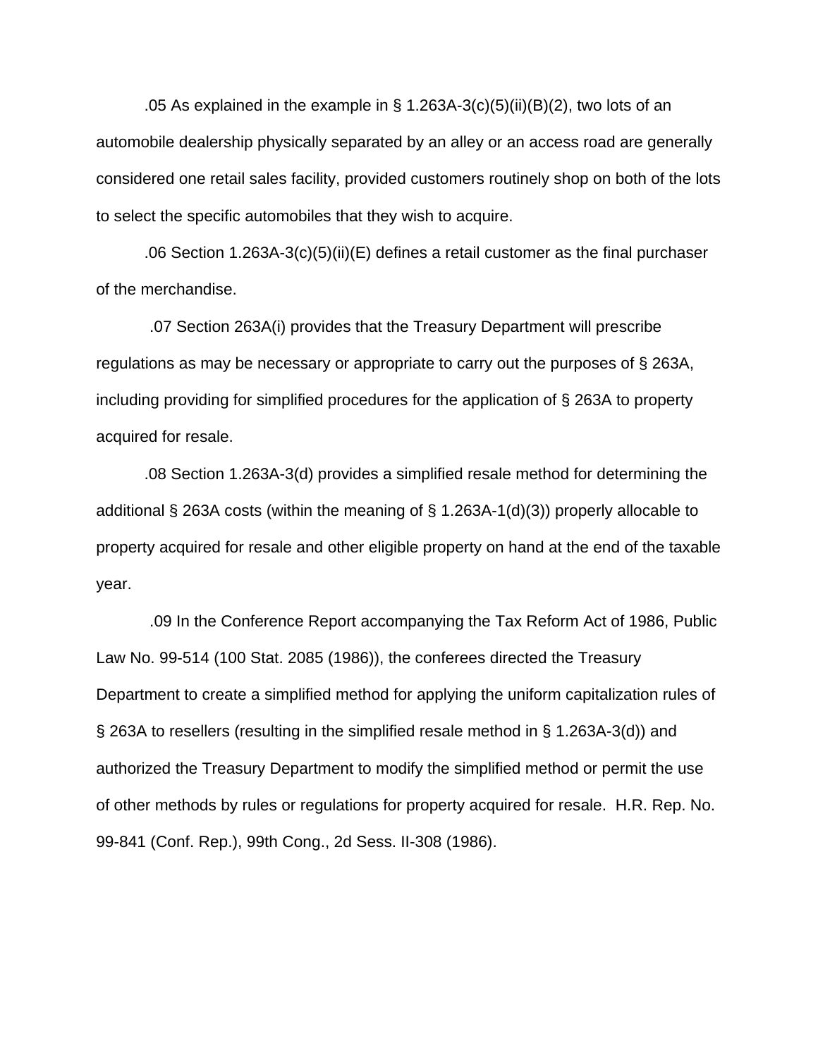.05 As explained in the example in § 1.263A-3(c)(5)(ii)(B)(2), two lots of an automobile dealership physically separated by an alley or an access road are generally considered one retail sales facility, provided customers routinely shop on both of the lots to select the specific automobiles that they wish to acquire.

.06 Section 1.263A-3(c)(5)(ii)(E) defines a retail customer as the final purchaser of the merchandise.

.07 Section 263A(i) provides that the Treasury Department will prescribe regulations as may be necessary or appropriate to carry out the purposes of § 263A, including providing for simplified procedures for the application of § 263A to property acquired for resale.

.08 Section 1.263A-3(d) provides a simplified resale method for determining the additional § 263A costs (within the meaning of § 1.263A-1(d)(3)) properly allocable to property acquired for resale and other eligible property on hand at the end of the taxable year.

.09 In the Conference Report accompanying the Tax Reform Act of 1986, Public Law No. 99-514 (100 Stat. 2085 (1986)), the conferees directed the Treasury Department to create a simplified method for applying the uniform capitalization rules of § 263A to resellers (resulting in the simplified resale method in § 1.263A-3(d)) and authorized the Treasury Department to modify the simplified method or permit the use of other methods by rules or regulations for property acquired for resale. H.R. Rep. No. 99-841 (Conf. Rep.), 99th Cong., 2d Sess. II-308 (1986).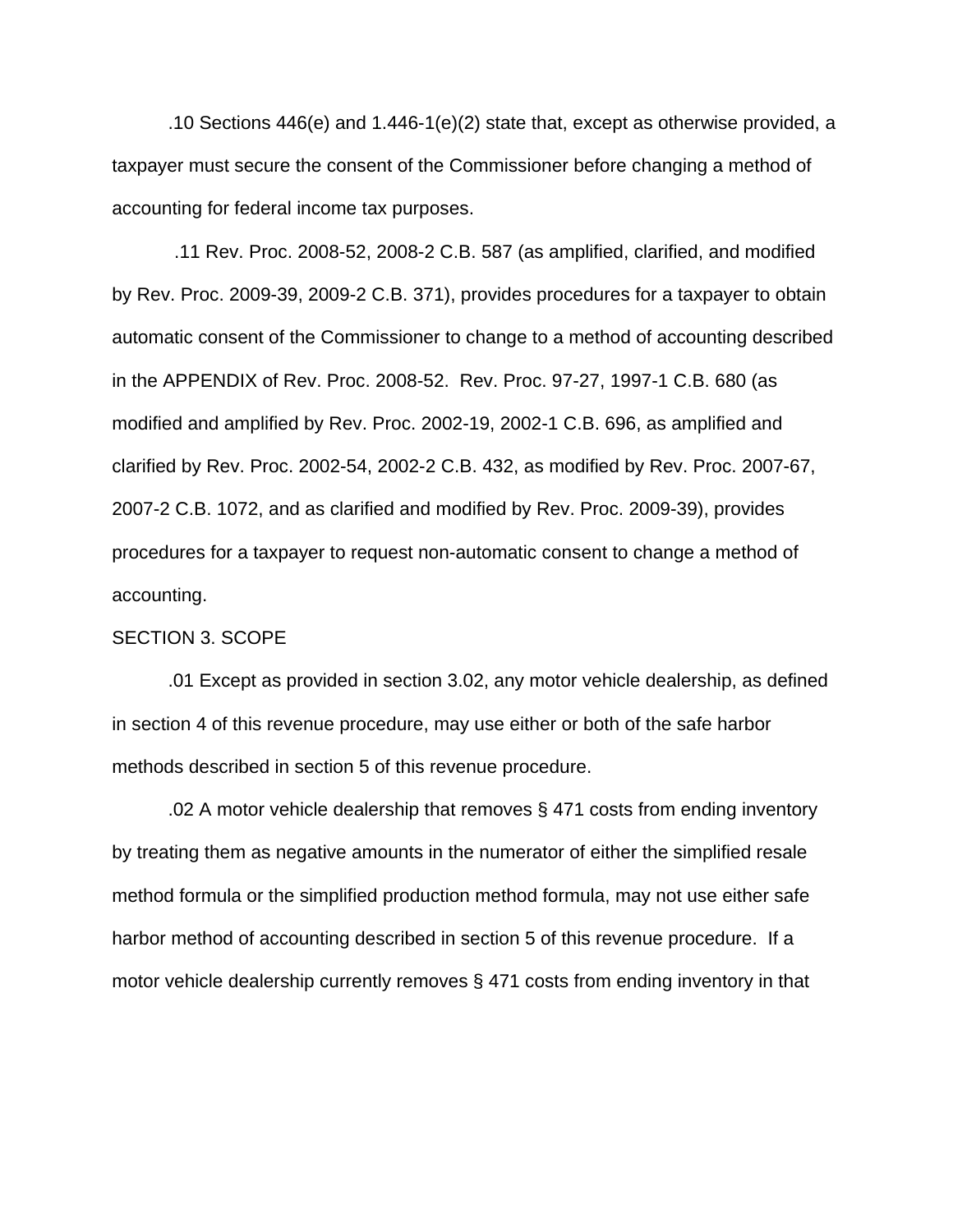.10 Sections 446(e) and 1.446-1(e)(2) state that, except as otherwise provided, a taxpayer must secure the consent of the Commissioner before changing a method of accounting for federal income tax purposes.

.11 Rev. Proc. 2008-52, 2008-2 C.B. 587 (as amplified, clarified, and modified by Rev. Proc. 2009-39, 2009-2 C.B. 371), provides procedures for a taxpayer to obtain automatic consent of the Commissioner to change to a method of accounting described in the APPENDIX of Rev. Proc. 2008-52. Rev. Proc. 97-27, 1997-1 C.B. 680 (as modified and amplified by Rev. Proc. 2002-19, 2002-1 C.B. 696, as amplified and clarified by Rev. Proc. 2002-54, 2002-2 C.B. 432, as modified by Rev. Proc. 2007-67, 2007-2 C.B. 1072, and as clarified and modified by Rev. Proc. 2009-39), provides procedures for a taxpayer to request non-automatic consent to change a method of accounting.

SECTION 3. SCOPE

.01 Except as provided in section 3.02, any motor vehicle dealership, as defined in section 4 of this revenue procedure, may use either or both of the safe harbor methods described in section 5 of this revenue procedure.

.02 A motor vehicle dealership that removes § 471 costs from ending inventory by treating them as negative amounts in the numerator of either the simplified resale method formula or the simplified production method formula, may not use either safe harbor method of accounting described in section 5 of this revenue procedure. If a motor vehicle dealership currently removes § 471 costs from ending inventory in that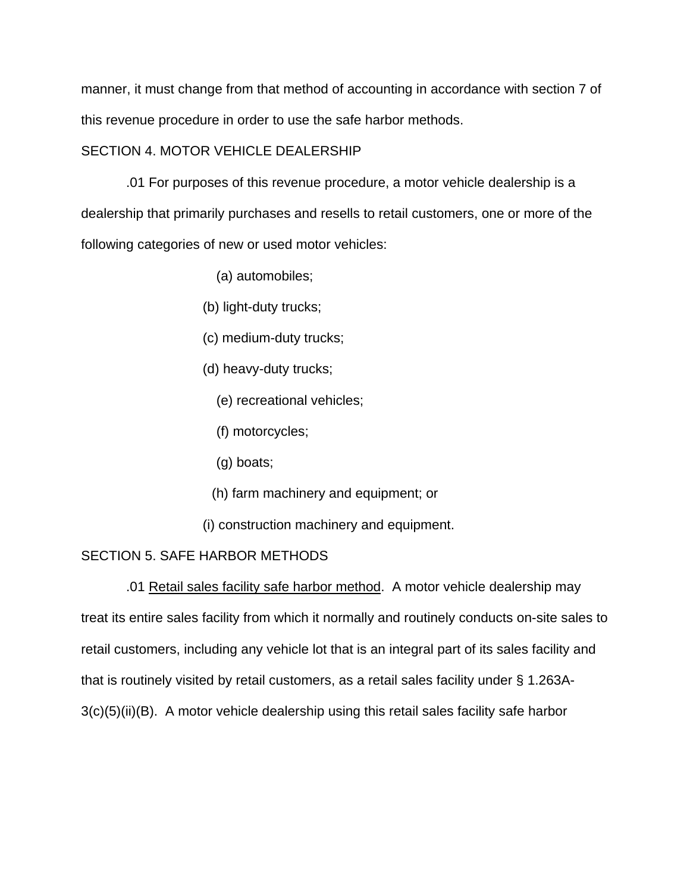manner, it must change from that method of accounting in accordance with section 7 of this revenue procedure in order to use the safe harbor methods.

## SECTION 4. MOTOR VEHICLE DEALERSHIP

.01 For purposes of this revenue procedure, a motor vehicle dealership is a dealership that primarily purchases and resells to retail customers, one or more of the following categories of new or used motor vehicles:

(a) automobiles;

(b) light-duty trucks;

(c) medium-duty trucks;

(d) heavy-duty trucks;

(e) recreational vehicles;

(f) motorcycles;

(g) boats;

(h) farm machinery and equipment; or

(i) construction machinery and equipment.

## SECTION 5. SAFE HARBOR METHODS

.01 Retail sales facility safe harbor method. A motor vehicle dealership may treat its entire sales facility from which it normally and routinely conducts on-site sales to retail customers, including any vehicle lot that is an integral part of its sales facility and that is routinely visited by retail customers, as a retail sales facility under § 1.263A-3(c)(5)(ii)(B). A motor vehicle dealership using this retail sales facility safe harbor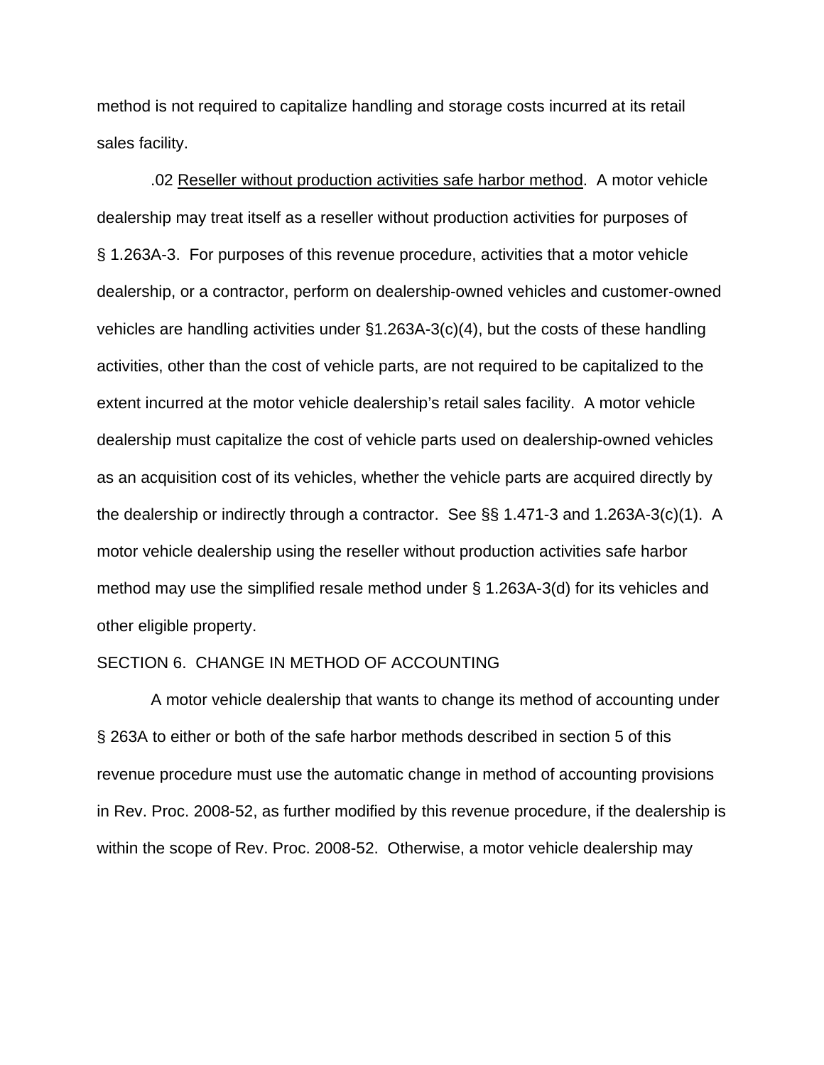method is not required to capitalize handling and storage costs incurred at its retail sales facility.

.02 Reseller without production activities safe harbor method. A motor vehicle dealership may treat itself as a reseller without production activities for purposes of § 1.263A-3. For purposes of this revenue procedure, activities that a motor vehicle dealership, or a contractor, perform on dealership-owned vehicles and customer-owned vehicles are handling activities under §1.263A-3(c)(4), but the costs of these handling activities, other than the cost of vehicle parts, are not required to be capitalized to the extent incurred at the motor vehicle dealership's retail sales facility. A motor vehicle dealership must capitalize the cost of vehicle parts used on dealership-owned vehicles as an acquisition cost of its vehicles, whether the vehicle parts are acquired directly by the dealership or indirectly through a contractor. See §§ 1.471-3 and 1.263A-3(c)(1). A motor vehicle dealership using the reseller without production activities safe harbor method may use the simplified resale method under § 1.263A-3(d) for its vehicles and other eligible property.

SECTION 6. CHANGE IN METHOD OF ACCOUNTING

A motor vehicle dealership that wants to change its method of accounting under § 263A to either or both of the safe harbor methods described in section 5 of this revenue procedure must use the automatic change in method of accounting provisions in Rev. Proc. 2008-52, as further modified by this revenue procedure, if the dealership is within the scope of Rev. Proc. 2008-52. Otherwise, a motor vehicle dealership may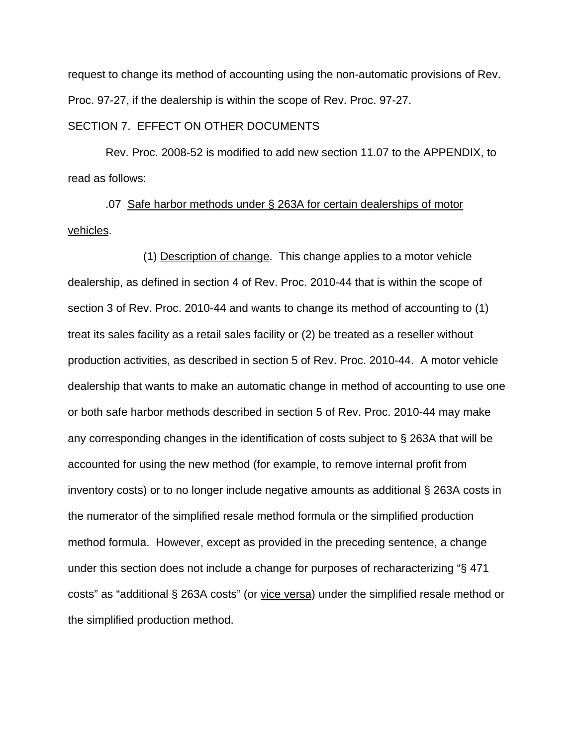request to change its method of accounting using the non-automatic provisions of Rev. Proc. 97-27, if the dealership is within the scope of Rev. Proc. 97-27.

SECTION 7. EFFECT ON OTHER DOCUMENTS

Rev. Proc. 2008-52 is modified to add new section 11.07 to the APPENDIX, to read as follows:

.07 Safe harbor methods under § 263A for certain dealerships of motor vehicles.

(1) Description of change. This change applies to a motor vehicle dealership, as defined in section 4 of Rev. Proc. 2010-44 that is within the scope of section 3 of Rev. Proc. 2010-44 and wants to change its method of accounting to (1) treat its sales facility as a retail sales facility or (2) be treated as a reseller without production activities, as described in section 5 of Rev. Proc. 2010-44. A motor vehicle dealership that wants to make an automatic change in method of accounting to use one or both safe harbor methods described in section 5 of Rev. Proc. 2010-44 may make any corresponding changes in the identification of costs subject to § 263A that will be accounted for using the new method (for example, to remove internal profit from inventory costs) or to no longer include negative amounts as additional § 263A costs in the numerator of the simplified resale method formula or the simplified production method formula. However, except as provided in the preceding sentence, a change under this section does not include a change for purposes of recharacterizing "§ 471 costs" as "additional § 263A costs" (or vice versa) under the simplified resale method or the simplified production method.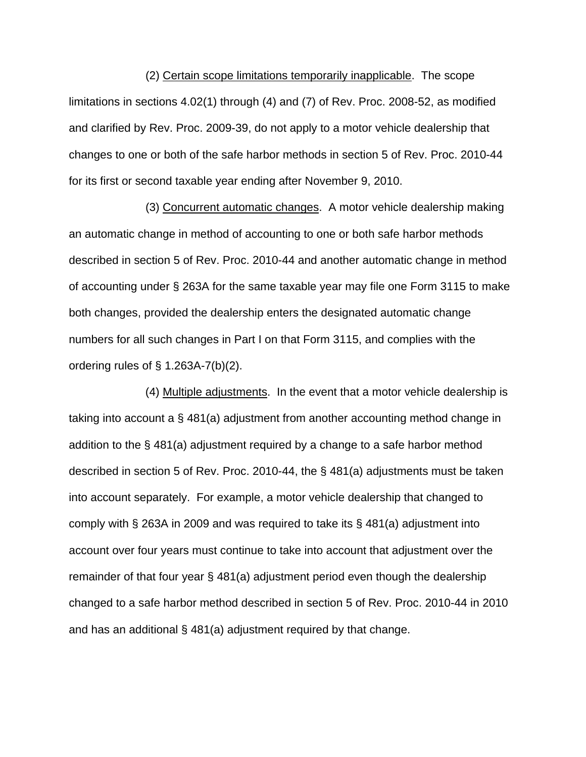(2) Certain scope limitations temporarily inapplicable. The scope limitations in sections 4.02(1) through (4) and (7) of Rev. Proc. 2008-52, as modified and clarified by Rev. Proc. 2009-39, do not apply to a motor vehicle dealership that changes to one or both of the safe harbor methods in section 5 of Rev. Proc. 2010-44 for its first or second taxable year ending after November 9, 2010.

(3) Concurrent automatic changes. A motor vehicle dealership making an automatic change in method of accounting to one or both safe harbor methods described in section 5 of Rev. Proc. 2010-44 and another automatic change in method of accounting under § 263A for the same taxable year may file one Form 3115 to make both changes, provided the dealership enters the designated automatic change numbers for all such changes in Part I on that Form 3115, and complies with the ordering rules of § 1.263A-7(b)(2).

(4) Multiple adjustments. In the event that a motor vehicle dealership is taking into account a § 481(a) adjustment from another accounting method change in addition to the § 481(a) adjustment required by a change to a safe harbor method described in section 5 of Rev. Proc. 2010-44, the § 481(a) adjustments must be taken into account separately. For example, a motor vehicle dealership that changed to comply with § 263A in 2009 and was required to take its § 481(a) adjustment into account over four years must continue to take into account that adjustment over the remainder of that four year § 481(a) adjustment period even though the dealership changed to a safe harbor method described in section 5 of Rev. Proc. 2010-44 in 2010 and has an additional § 481(a) adjustment required by that change.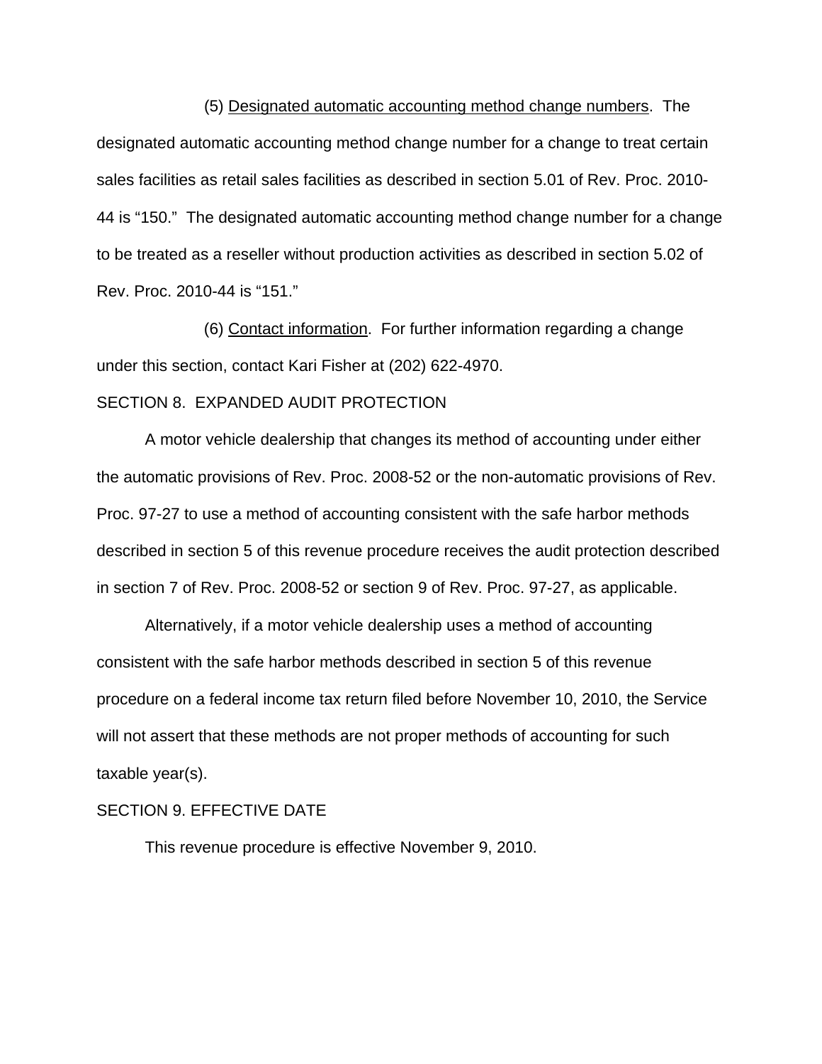(5) Designated automatic accounting method change numbers. The designated automatic accounting method change number for a change to treat certain sales facilities as retail sales facilities as described in section 5.01 of Rev. Proc. 2010-44 is "150." The designated automatic accounting method change number for a change to be treated as a reseller without production activities as described in section 5.02 of Rev. Proc. 2010-44 is "151."

(6) Contact information. For further information regarding a change under this section, contact Kari Fisher at (202) 622-4970.

SECTION 8. EXPANDED AUDIT PROTECTION

A motor vehicle dealership that changes its method of accounting under either the automatic provisions of Rev. Proc. 2008-52 or the non-automatic provisions of Rev. Proc. 97-27 to use a method of accounting consistent with the safe harbor methods described in section 5 of this revenue procedure receives the audit protection described in section 7 of Rev. Proc. 2008-52 or section 9 of Rev. Proc. 97-27, as applicable.

Alternatively, if a motor vehicle dealership uses a method of accounting consistent with the safe harbor methods described in section 5 of this revenue procedure on a federal income tax return filed before November 10, 2010, the Service will not assert that these methods are not proper methods of accounting for such taxable year(s).

SECTION 9. EFFECTIVE DATE

This revenue procedure is effective November 9, 2010.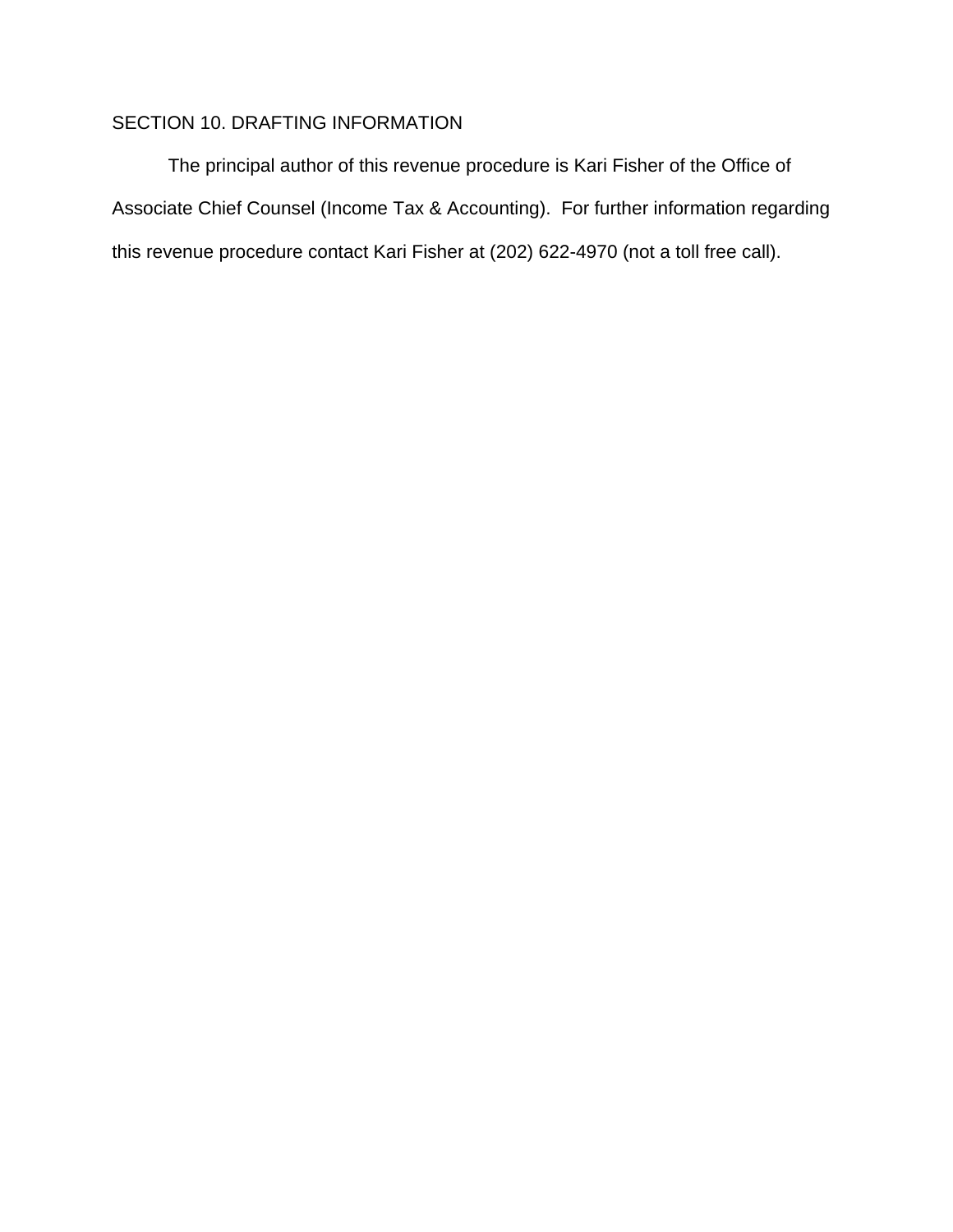## SECTION 10. DRAFTING INFORMATION

The principal author of this revenue procedure is Kari Fisher of the Office of Associate Chief Counsel (Income Tax & Accounting). For further information regarding this revenue procedure contact Kari Fisher at (202) 622-4970 (not a toll free call).